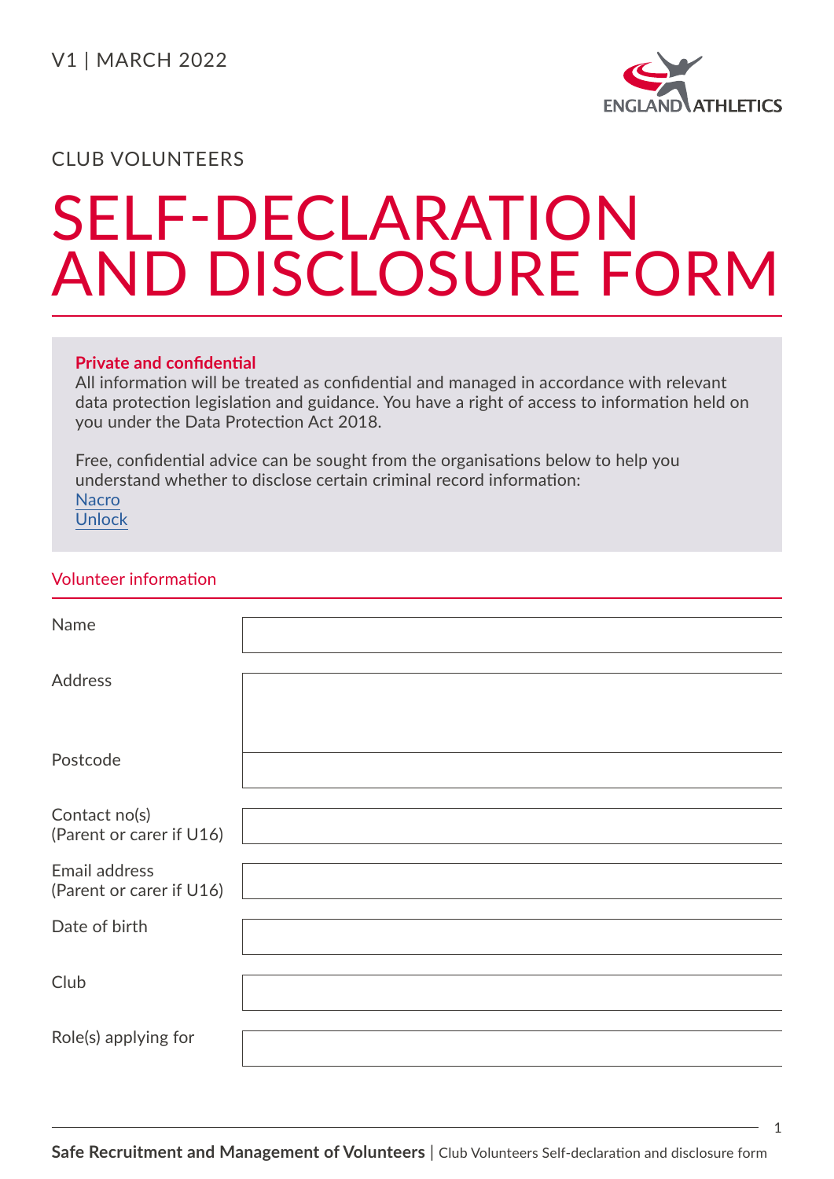V1 | MARCH 2022

CLUB VOLUNTEERS

# SELF-DECLARATION AND DISCLOSURE FORM

**Private and confidential**
All information will be treated as confidential and managed in accordance with relevant data protection legislation and guidance. You have a right of access to information held on you under the Data Protection Act 2018.

Free, confidential advice can be sought from the organisations below to help you understand whether to disclose certain criminal record information:
Nacro
Unlock

## Volunteer information

| | |
|---|---|
| Name | |
| Address | |
| Postcode | |
| Contact no(s) (Parent or carer if U16) | |
| Email address (Parent or carer if U16) | |
| Date of birth | |
| Club | |
| Role(s) applying for | |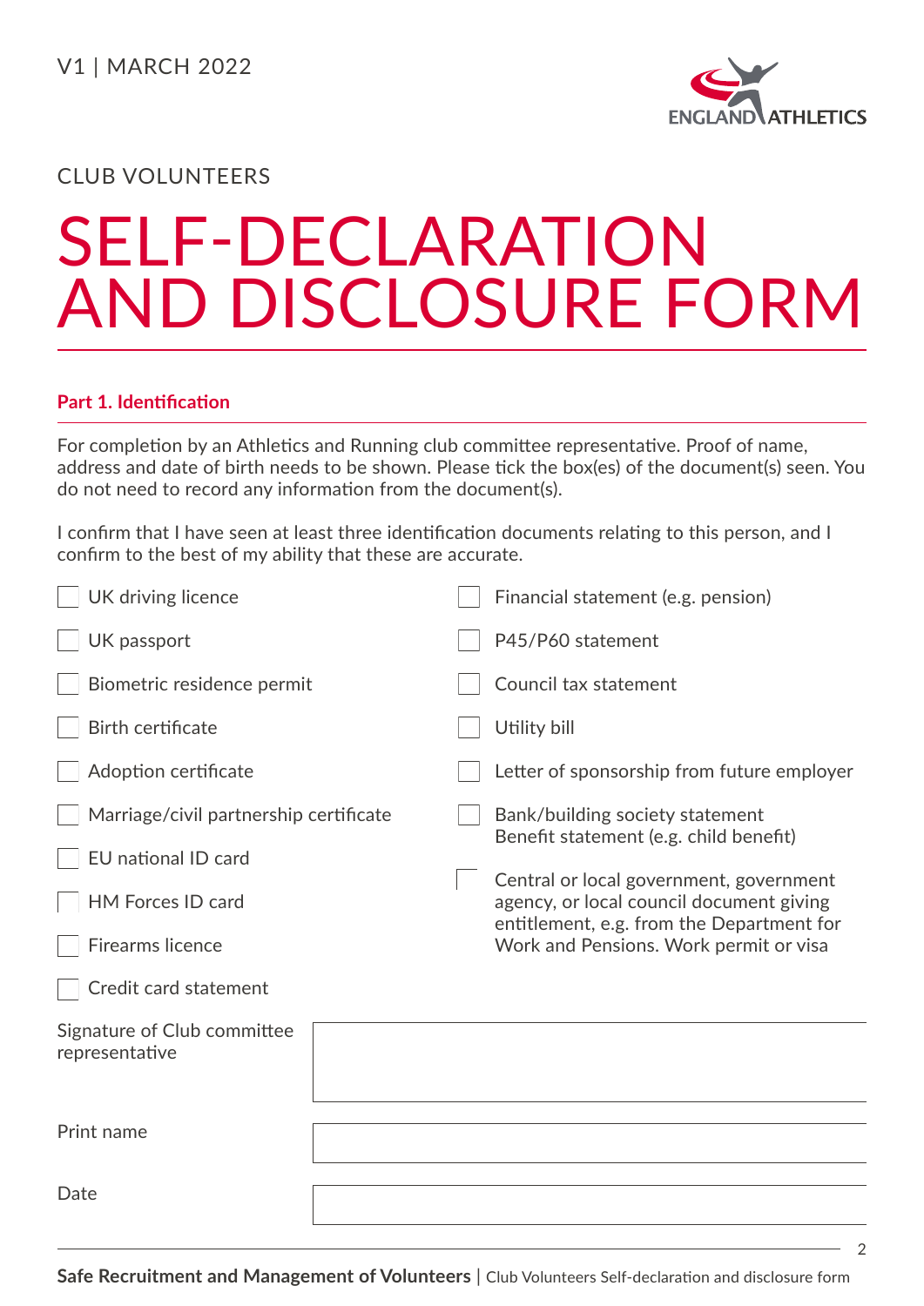V1 | MARCH 2022

CLUB VOLUNTEERS

# SELF-DECLARATION AND DISCLOSURE FORM

## Part 1. Identification

For completion by an Athletics and Running club committee representative. Proof of name, address and date of birth needs to be shown. Please tick the box(es) of the document(s) seen. You do not need to record any information from the document(s).

I confirm that I have seen at least three identification documents relating to this person, and I confirm to the best of my ability that these are accurate.

- ☐ UK driving licence
- ☐ UK passport
- ☐ Biometric residence permit
- ☐ Birth certificate
- ☐ Adoption certificate
- ☐ Marriage/civil partnership certificate
- ☐ EU national ID card
- ☐ HM Forces ID card
- ☐ Firearms licence
- ☐ Credit card statement
- ☐ Financial statement (e.g. pension)
- ☐ P45/P60 statement
- ☐ Council tax statement
- ☐ Utility bill
- ☐ Letter of sponsorship from future employer
- ☐ Bank/building society statement Benefit statement (e.g. child benefit)
- ☐ Central or local government, government agency, or local council document giving entitlement, e.g. from the Department for Work and Pensions. Work permit or visa

| | |
|---|---|
| Signature of Club committee representative | |
| Print name | |
| Date | |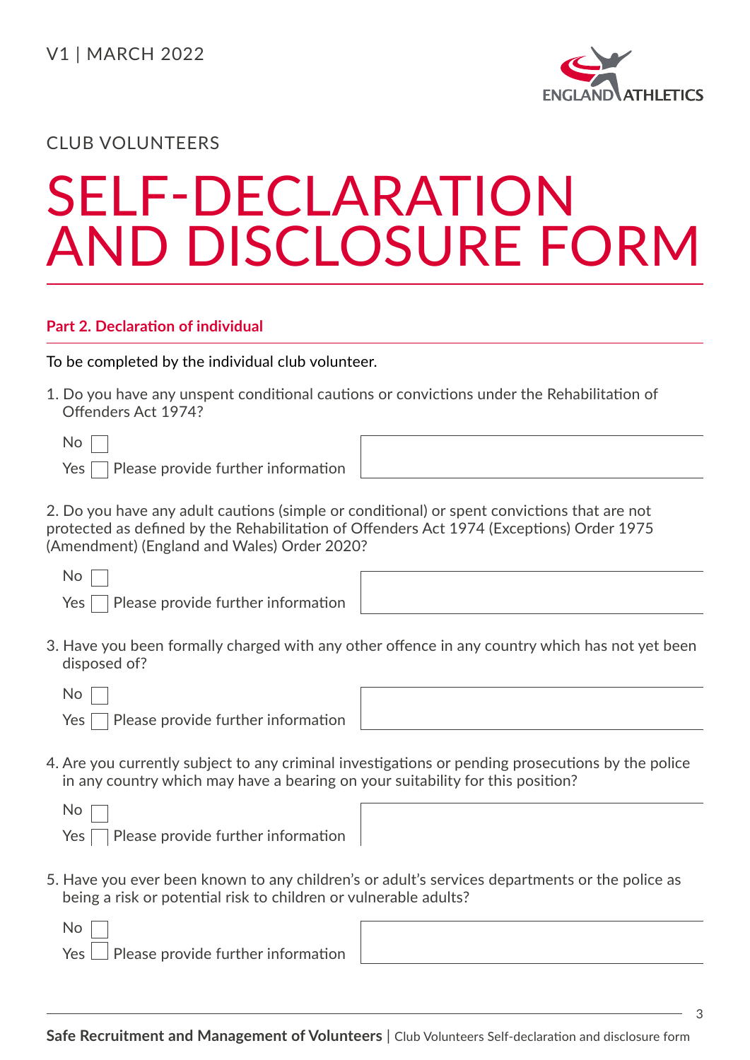V1 | MARCH 2022

CLUB VOLUNTEERS

# SELF-DECLARATION AND DISCLOSURE FORM

## Part 2. Declaration of individual

To be completed by the individual club volunteer.

1. Do you have any unspent conditional cautions or convictions under the Rehabilitation of Offenders Act 1974?

   No ☐
   Yes ☐ Please provide further information

2. Do you have any adult cautions (simple or conditional) or spent convictions that are not protected as defined by the Rehabilitation of Offenders Act 1974 (Exceptions) Order 1975 (Amendment) (England and Wales) Order 2020?

   No ☐
   Yes ☐ Please provide further information

3. Have you been formally charged with any other offence in any country which has not yet been disposed of?

   No ☐
   Yes ☐ Please provide further information

4. Are you currently subject to any criminal investigations or pending prosecutions by the police in any country which may have a bearing on your suitability for this position?

   No ☐
   Yes ☐ Please provide further information

5. Have you ever been known to any children's or adult's services departments or the police as being a risk or potential risk to children or vulnerable adults?

   No ☐
   Yes ☐ Please provide further information

**Safe Recruitment and Management of Volunteers** | Club Volunteers Self-declaration and disclosure form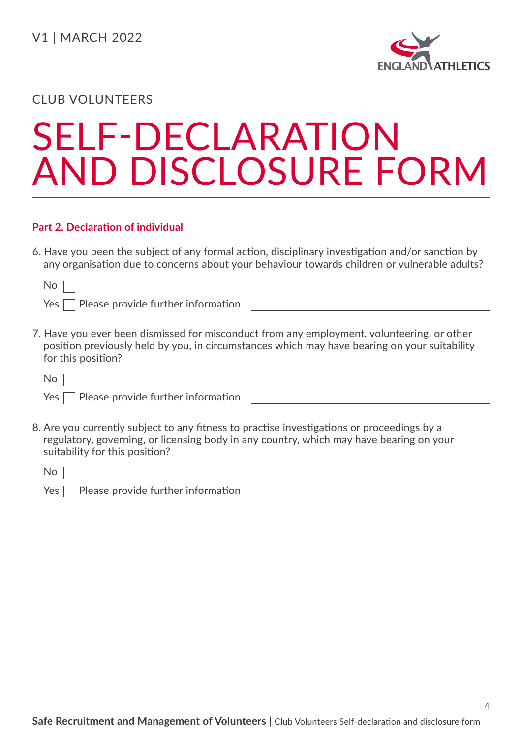V1 | MARCH 2022

CLUB VOLUNTEERS

# SELF-DECLARATION AND DISCLOSURE FORM

### Part 2. Declaration of individual

6. Have you been the subject of any formal action, disciplinary investigation and/or sanction by any organisation due to concerns about your behaviour towards children or vulnerable adults?

   No ☐

   Yes ☐ Please provide further information

7. Have you ever been dismissed for misconduct from any employment, volunteering, or other position previously held by you, in circumstances which may have bearing on your suitability for this position?

   No ☐

   Yes ☐ Please provide further information

8. Are you currently subject to any fitness to practise investigations or proceedings by a regulatory, governing, or licensing body in any country, which may have bearing on your suitability for this position?

   No ☐

   Yes ☐ Please provide further information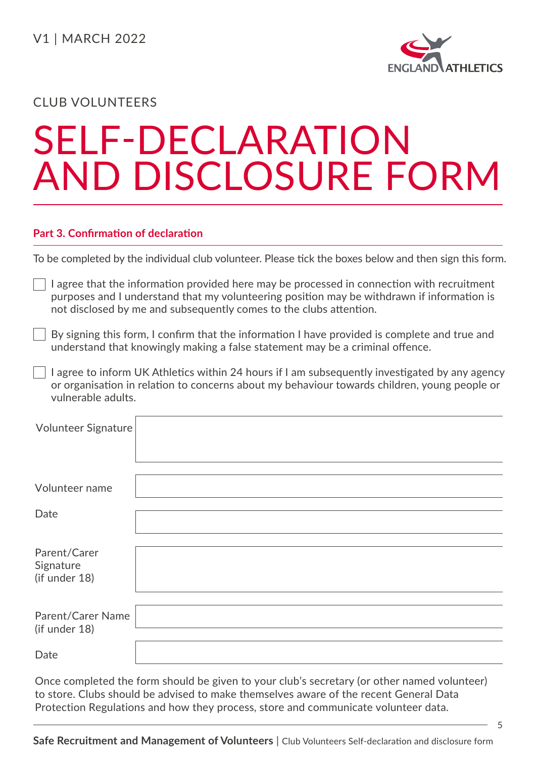V1 | MARCH 2022

CLUB VOLUNTEERS

# SELF-DECLARATION AND DISCLOSURE FORM

### Part 3. Confirmation of declaration

To be completed by the individual club volunteer. Please tick the boxes below and then sign this form.

- ☐ I agree that the information provided here may be processed in connection with recruitment purposes and I understand that my volunteering position may be withdrawn if information is not disclosed by me and subsequently comes to the clubs attention.
- ☐ By signing this form, I confirm that the information I have provided is complete and true and understand that knowingly making a false statement may be a criminal offence.
- ☐ I agree to inform UK Athletics within 24 hours if I am subsequently investigated by any agency or organisation in relation to concerns about my behaviour towards children, young people or vulnerable adults.

| | |
|---|---|
| Volunteer Signature | |
| Volunteer name | |
| Date | |
| Parent/Carer Signature (if under 18) | |
| Parent/Carer Name (if under 18) | |
| Date | |

Once completed the form should be given to your club's secretary (or other named volunteer) to store. Clubs should be advised to make themselves aware of the recent General Data Protection Regulations and how they process, store and communicate volunteer data.